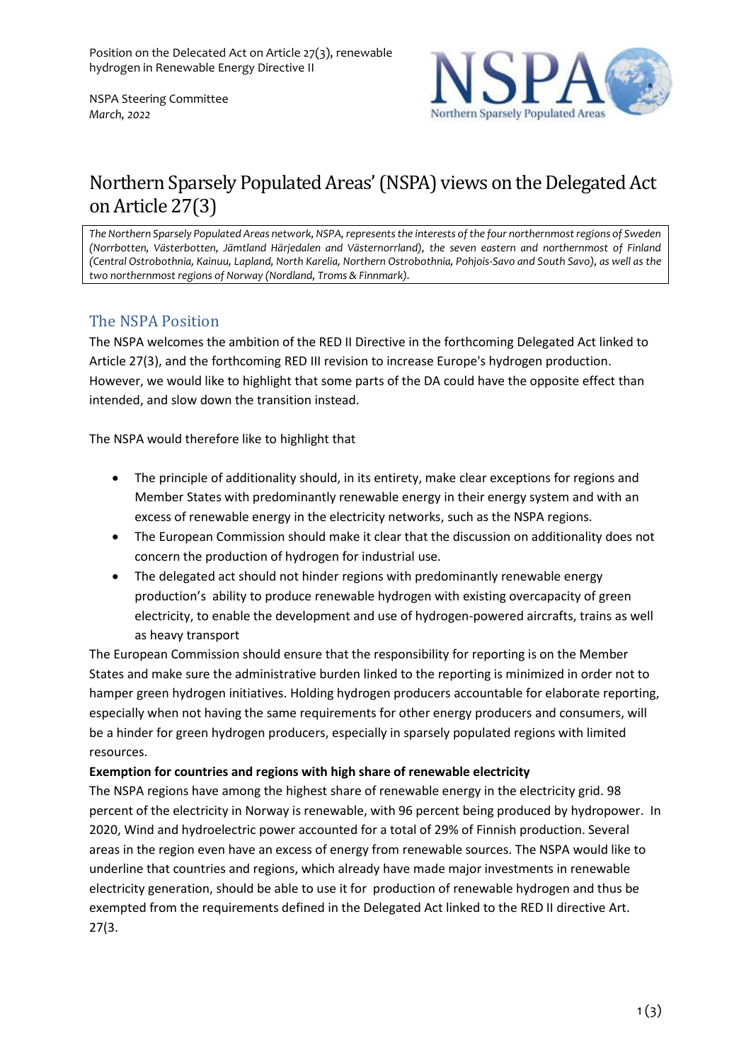Position on the Delecated Act on Article 27(3), renewable hydrogen in Renewable Energy Directive II

NSPA Steering Committee
*March, 2022*

# Northern Sparsely Populated Areas' (NSPA) views on the Delegated Act on Article 27(3)

*The Northern Sparsely Populated Areas network, NSPA, represents the interests of the four northernmost regions of Sweden (Norrbotten, Västerbotten, Jämtland Härjedalen and Västernorrland), the seven eastern and northernmost of Finland (Central Ostrobothnia, Kainuu, Lapland, North Karelia, Northern Ostrobothnia, Pohjois-Savo and South Savo), as well as the two northernmost regions of Norway (Nordland, Troms & Finnmark).*

## The NSPA Position

The NSPA welcomes the ambition of the RED II Directive in the forthcoming Delegated Act linked to Article 27(3), and the forthcoming RED III revision to increase Europe's hydrogen production. However, we would like to highlight that some parts of the DA could have the opposite effect than intended, and slow down the transition instead.

The NSPA would therefore like to highlight that

- The principle of additionality should, in its entirety, make clear exceptions for regions and Member States with predominantly renewable energy in their energy system and with an excess of renewable energy in the electricity networks, such as the NSPA regions.
- The European Commission should make it clear that the discussion on additionality does not concern the production of hydrogen for industrial use.
- The delegated act should not hinder regions with predominantly renewable energy production's ability to produce renewable hydrogen with existing overcapacity of green electricity, to enable the development and use of hydrogen-powered aircrafts, trains as well as heavy transport

The European Commission should ensure that the responsibility for reporting is on the Member States and make sure the administrative burden linked to the reporting is minimized in order not to hamper green hydrogen initiatives. Holding hydrogen producers accountable for elaborate reporting, especially when not having the same requirements for other energy producers and consumers, will be a hinder for green hydrogen producers, especially in sparsely populated regions with limited resources.

**Exemption for countries and regions with high share of renewable electricity**

The NSPA regions have among the highest share of renewable energy in the electricity grid. 98 percent of the electricity in Norway is renewable, with 96 percent being produced by hydropower. In 2020, Wind and hydroelectric power accounted for a total of 29% of Finnish production. Several areas in the region even have an excess of energy from renewable sources. The NSPA would like to underline that countries and regions, which already have made major investments in renewable electricity generation, should be able to use it for production of renewable hydrogen and thus be exempted from the requirements defined in the Delegated Act linked to the RED II directive Art. 27(3.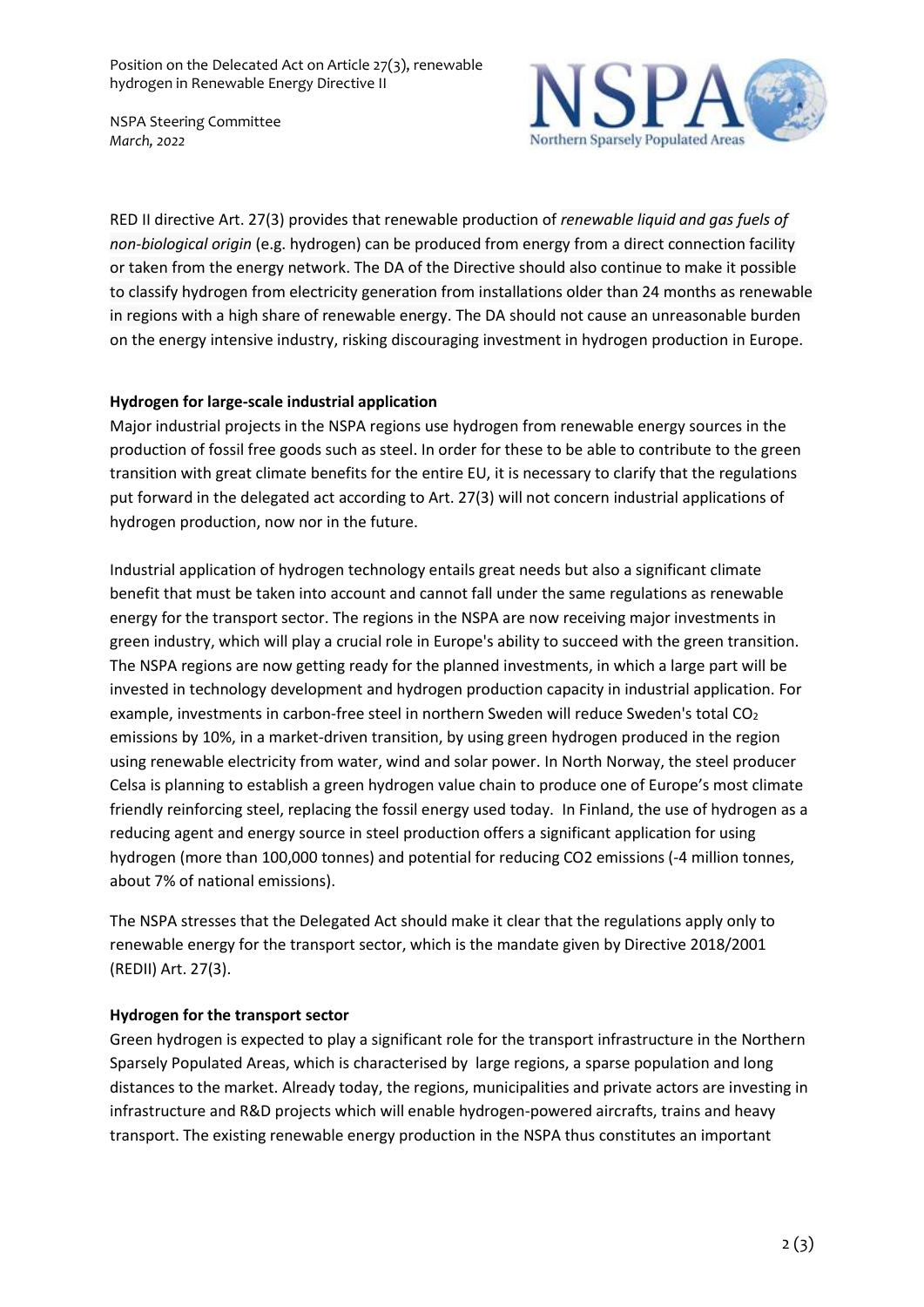RED II directive Art. 27(3) provides that renewable production of *renewable liquid and gas fuels of non-biological origin* (e.g. hydrogen) can be produced from energy from a direct connection facility or taken from the energy network. The DA of the Directive should also continue to make it possible to classify hydrogen from electricity generation from installations older than 24 months as renewable in regions with a high share of renewable energy. The DA should not cause an unreasonable burden on the energy intensive industry, risking discouraging investment in hydrogen production in Europe.

**Hydrogen for large-scale industrial application**

Major industrial projects in the NSPA regions use hydrogen from renewable energy sources in the production of fossil free goods such as steel. In order for these to be able to contribute to the green transition with great climate benefits for the entire EU, it is necessary to clarify that the regulations put forward in the delegated act according to Art. 27(3) will not concern industrial applications of hydrogen production, now nor in the future.

Industrial application of hydrogen technology entails great needs but also a significant climate benefit that must be taken into account and cannot fall under the same regulations as renewable energy for the transport sector. The regions in the NSPA are now receiving major investments in green industry, which will play a crucial role in Europe's ability to succeed with the green transition. The NSPA regions are now getting ready for the planned investments, in which a large part will be invested in technology development and hydrogen production capacity in industrial application. For example, investments in carbon-free steel in northern Sweden will reduce Sweden's total $CO_2$ emissions by 10%, in a market-driven transition, by using green hydrogen produced in the region using renewable electricity from water, wind and solar power. In North Norway, the steel producer Celsa is planning to establish a green hydrogen value chain to produce one of Europe's most climate friendly reinforcing steel, replacing the fossil energy used today. In Finland, the use of hydrogen as a reducing agent and energy source in steel production offers a significant application for using hydrogen (more than 100,000 tonnes) and potential for reducing CO2 emissions (-4 million tonnes, about 7% of national emissions).

The NSPA stresses that the Delegated Act should make it clear that the regulations apply only to renewable energy for the transport sector, which is the mandate given by Directive 2018/2001 (REDII) Art. 27(3).

**Hydrogen for the transport sector**

Green hydrogen is expected to play a significant role for the transport infrastructure in the Northern Sparsely Populated Areas, which is characterised by large regions, a sparse population and long distances to the market. Already today, the regions, municipalities and private actors are investing in infrastructure and R&D projects which will enable hydrogen-powered aircrafts, trains and heavy transport. The existing renewable energy production in the NSPA thus constitutes an important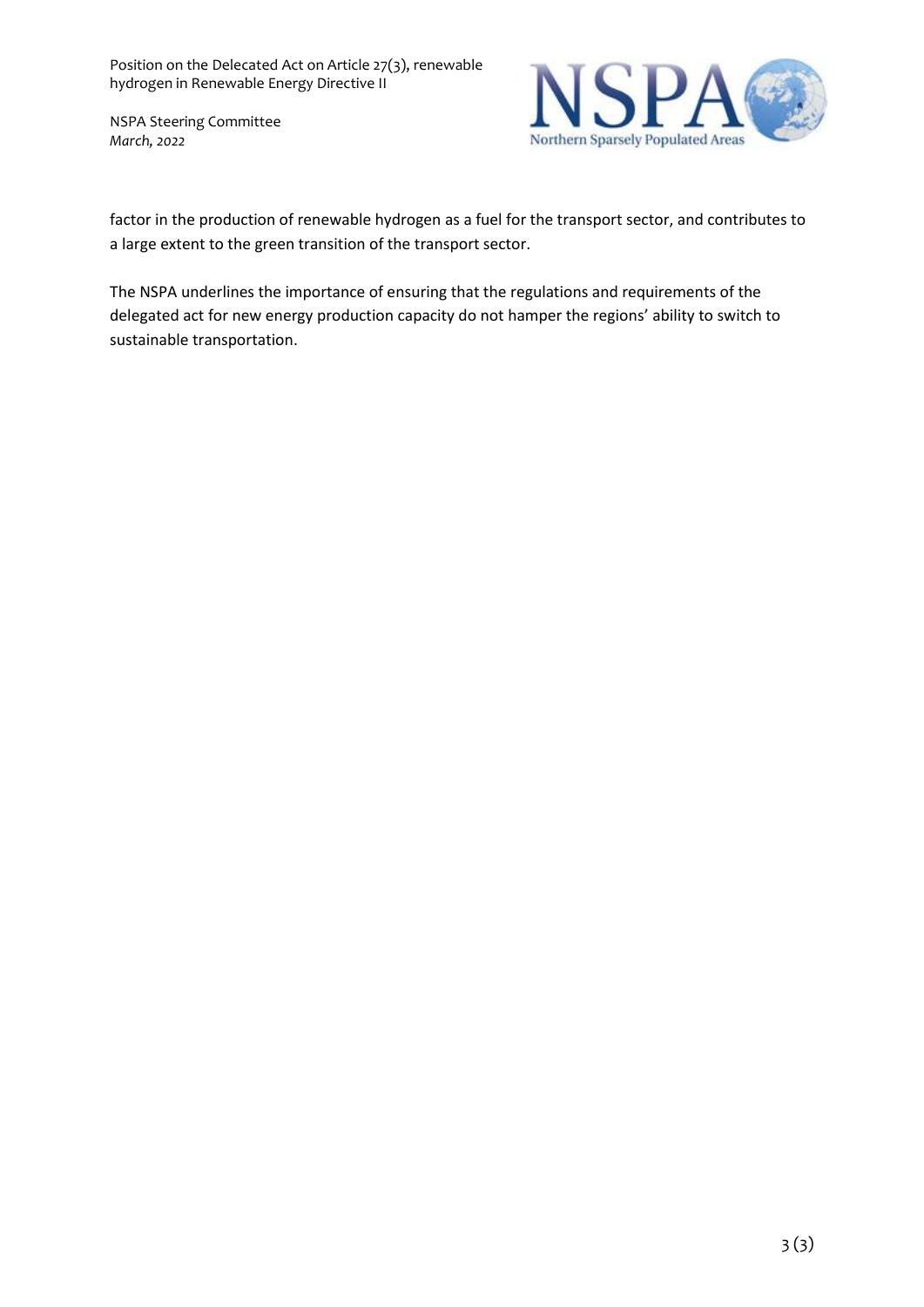factor in the production of renewable hydrogen as a fuel for the transport sector, and contributes to a large extent to the green transition of the transport sector.

The NSPA underlines the importance of ensuring that the regulations and requirements of the delegated act for new energy production capacity do not hamper the regions' ability to switch to sustainable transportation.